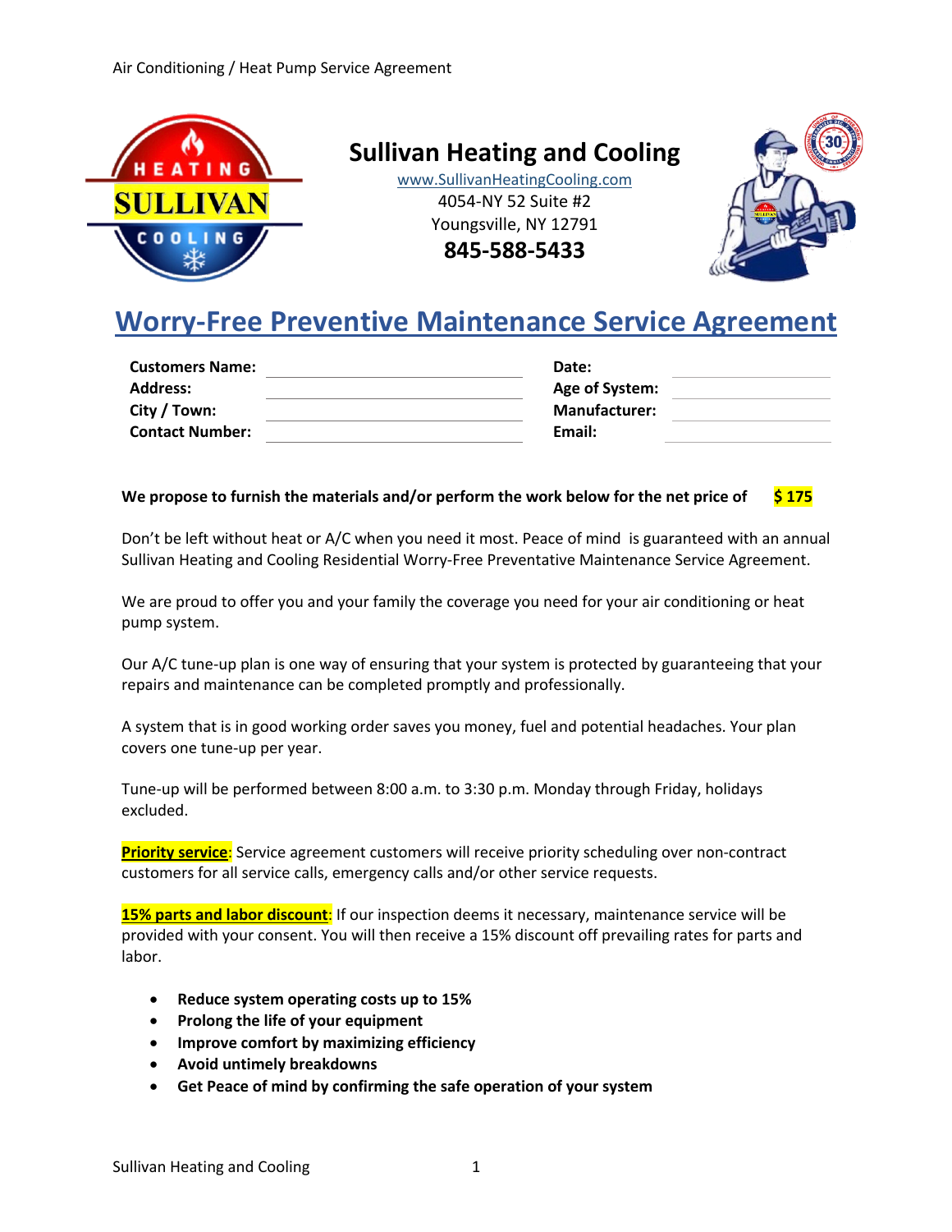Air Conditioning / Heat Pump Service Agreement

## Sullivan Heating and Cooling

www.SullivanHeatingCooling.com
4054-NY 52 Suite #2
Youngsville, NY 12791
**845-588-5433**

# Worry-Free Preventive Maintenance Service Agreement

| | | | |
|---|---|---|---|
| **Customers Name:** | | **Date:** | |
| **Address:** | | **Age of System:** | |
| **City / Town:** | | **Manufacturer:** | |
| **Contact Number:** | | **Email:** | |

**We propose to furnish the materials and/or perform the work below for the net price of $ 175**

Don't be left without heat or A/C when you need it most. Peace of mind is guaranteed with an annual Sullivan Heating and Cooling Residential Worry-Free Preventative Maintenance Service Agreement.

We are proud to offer you and your family the coverage you need for your air conditioning or heat pump system.

Our A/C tune-up plan is one way of ensuring that your system is protected by guaranteeing that your repairs and maintenance can be completed promptly and professionally.

A system that is in good working order saves you money, fuel and potential headaches. Your plan covers one tune-up per year.

Tune-up will be performed between 8:00 a.m. to 3:30 p.m. Monday through Friday, holidays excluded.

**Priority service**: Service agreement customers will receive priority scheduling over non-contract customers for all service calls, emergency calls and/or other service requests.

**15% parts and labor discount**: If our inspection deems it necessary, maintenance service will be provided with your consent. You will then receive a 15% discount off prevailing rates for parts and labor.

- **Reduce system operating costs up to 15%**
- **Prolong the life of your equipment**
- **Improve comfort by maximizing efficiency**
- **Avoid untimely breakdowns**
- **Get Peace of mind by confirming the safe operation of your system**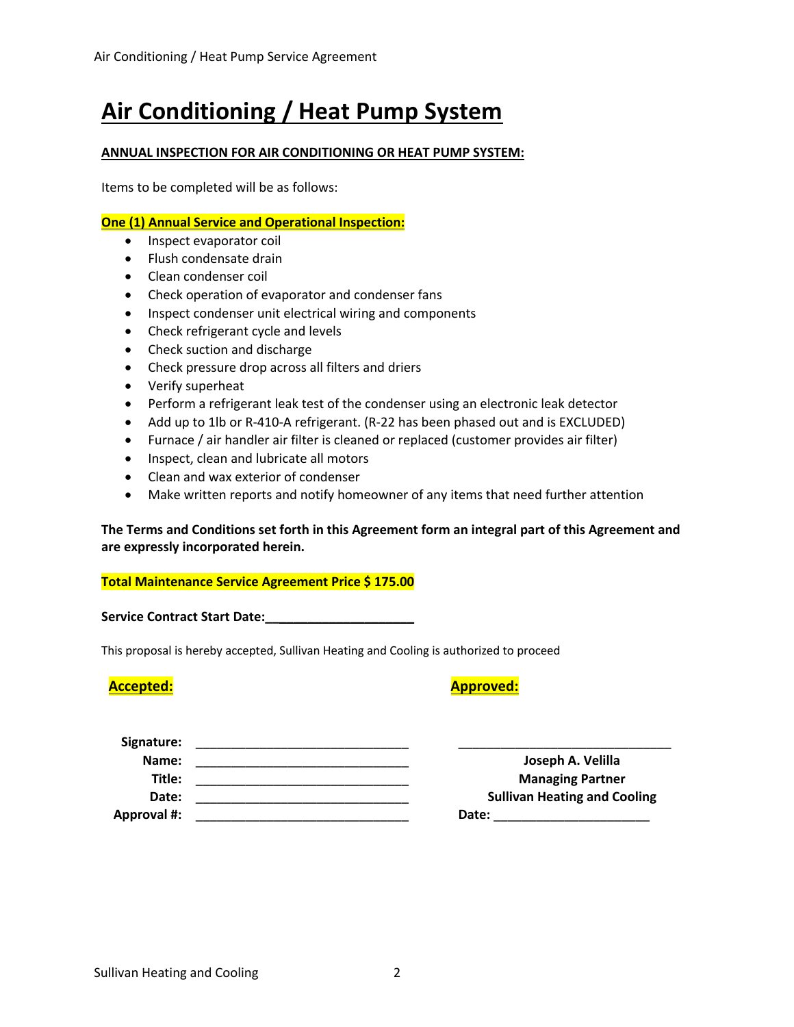# Air Conditioning / Heat Pump System

**ANNUAL INSPECTION FOR AIR CONDITIONING OR HEAT PUMP SYSTEM:**

Items to be completed will be as follows:

**One (1) Annual Service and Operational Inspection:**

- Inspect evaporator coil
- Flush condensate drain
- Clean condenser coil
- Check operation of evaporator and condenser fans
- Inspect condenser unit electrical wiring and components
- Check refrigerant cycle and levels
- Check suction and discharge
- Check pressure drop across all filters and driers
- Verify superheat
- Perform a refrigerant leak test of the condenser using an electronic leak detector
- Add up to 1lb or R-410-A refrigerant. (R-22 has been phased out and is EXCLUDED)
- Furnace / air handler air filter is cleaned or replaced (customer provides air filter)
- Inspect, clean and lubricate all motors
- Clean and wax exterior of condenser
- Make written reports and notify homeowner of any items that need further attention

**The Terms and Conditions set forth in this Agreement form an integral part of this Agreement and are expressly incorporated herein.**

**Total Maintenance Service Agreement Price $ 175.00**

**Service Contract Start Date:**_____________________

This proposal is hereby accepted, Sullivan Heating and Cooling is authorized to proceed

| **Accepted:** | | **Approved:** |
|---|---|---|
| **Signature:** | _______________________________ | _______________________________ |
| **Name:** | _______________________________ | **Joseph A. Velilla** |
| **Title:** | _______________________________ | **Managing Partner** |
| **Date:** | _______________________________ | **Sullivan Heating and Cooling** |
| **Approval #:** | _______________________________ | **Date:** ______________________ |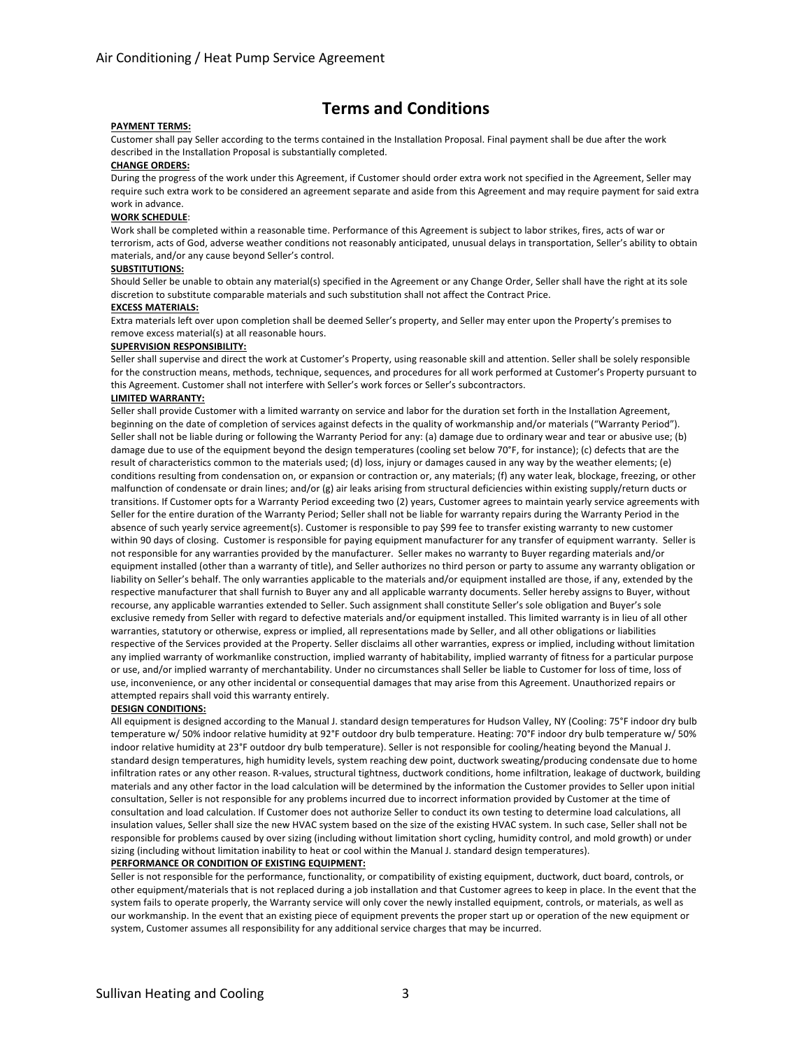# Terms and Conditions

**PAYMENT TERMS:**

Customer shall pay Seller according to the terms contained in the Installation Proposal. Final payment shall be due after the work described in the Installation Proposal is substantially completed.

**CHANGE ORDERS:**

During the progress of the work under this Agreement, if Customer should order extra work not specified in the Agreement, Seller may require such extra work to be considered an agreement separate and aside from this Agreement and may require payment for said extra work in advance.

**WORK SCHEDULE**:

Work shall be completed within a reasonable time. Performance of this Agreement is subject to labor strikes, fires, acts of war or terrorism, acts of God, adverse weather conditions not reasonably anticipated, unusual delays in transportation, Seller's ability to obtain materials, and/or any cause beyond Seller's control.

**SUBSTITUTIONS:**

Should Seller be unable to obtain any material(s) specified in the Agreement or any Change Order, Seller shall have the right at its sole discretion to substitute comparable materials and such substitution shall not affect the Contract Price.

**EXCESS MATERIALS:**

Extra materials left over upon completion shall be deemed Seller's property, and Seller may enter upon the Property's premises to remove excess material(s) at all reasonable hours.

**SUPERVISION RESPONSIBILITY:**

Seller shall supervise and direct the work at Customer's Property, using reasonable skill and attention. Seller shall be solely responsible for the construction means, methods, technique, sequences, and procedures for all work performed at Customer's Property pursuant to this Agreement. Customer shall not interfere with Seller's work forces or Seller's subcontractors.

**LIMITED WARRANTY:**

Seller shall provide Customer with a limited warranty on service and labor for the duration set forth in the Installation Agreement, beginning on the date of completion of services against defects in the quality of workmanship and/or materials ("Warranty Period"). Seller shall not be liable during or following the Warranty Period for any: (a) damage due to ordinary wear and tear or abusive use; (b) damage due to use of the equipment beyond the design temperatures (cooling set below 70°F, for instance); (c) defects that are the result of characteristics common to the materials used; (d) loss, injury or damages caused in any way by the weather elements; (e) conditions resulting from condensation on, or expansion or contraction or, any materials; (f) any water leak, blockage, freezing, or other malfunction of condensate or drain lines; and/or (g) air leaks arising from structural deficiencies within existing supply/return ducts or transitions. If Customer opts for a Warranty Period exceeding two (2) years, Customer agrees to maintain yearly service agreements with Seller for the entire duration of the Warranty Period; Seller shall not be liable for warranty repairs during the Warranty Period in the absence of such yearly service agreement(s). Customer is responsible to pay $99 fee to transfer existing warranty to new customer within 90 days of closing. Customer is responsible for paying equipment manufacturer for any transfer of equipment warranty. Seller is not responsible for any warranties provided by the manufacturer. Seller makes no warranty to Buyer regarding materials and/or equipment installed (other than a warranty of title), and Seller authorizes no third person or party to assume any warranty obligation or liability on Seller's behalf. The only warranties applicable to the materials and/or equipment installed are those, if any, extended by the respective manufacturer that shall furnish to Buyer any and all applicable warranty documents. Seller hereby assigns to Buyer, without recourse, any applicable warranties extended to Seller. Such assignment shall constitute Seller's sole obligation and Buyer's sole exclusive remedy from Seller with regard to defective materials and/or equipment installed. This limited warranty is in lieu of all other warranties, statutory or otherwise, express or implied, all representations made by Seller, and all other obligations or liabilities respective of the Services provided at the Property. Seller disclaims all other warranties, express or implied, including without limitation any implied warranty of workmanlike construction, implied warranty of habitability, implied warranty of fitness for a particular purpose or use, and/or implied warranty of merchantability. Under no circumstances shall Seller be liable to Customer for loss of time, loss of use, inconvenience, or any other incidental or consequential damages that may arise from this Agreement. Unauthorized repairs or attempted repairs shall void this warranty entirely.

**DESIGN CONDITIONS:**

All equipment is designed according to the Manual J. standard design temperatures for Hudson Valley, NY (Cooling: 75°F indoor dry bulb temperature w/ 50% indoor relative humidity at 92°F outdoor dry bulb temperature. Heating: 70°F indoor dry bulb temperature w/ 50% indoor relative humidity at 23°F outdoor dry bulb temperature). Seller is not responsible for cooling/heating beyond the Manual J. standard design temperatures, high humidity levels, system reaching dew point, ductwork sweating/producing condensate due to home infiltration rates or any other reason. R-values, structural tightness, ductwork conditions, home infiltration, leakage of ductwork, building materials and any other factor in the load calculation will be determined by the information the Customer provides to Seller upon initial consultation, Seller is not responsible for any problems incurred due to incorrect information provided by Customer at the time of consultation and load calculation. If Customer does not authorize Seller to conduct its own testing to determine load calculations, all insulation values, Seller shall size the new HVAC system based on the size of the existing HVAC system. In such case, Seller shall not be responsible for problems caused by over sizing (including without limitation short cycling, humidity control, and mold growth) or under sizing (including without limitation inability to heat or cool within the Manual J. standard design temperatures).

**PERFORMANCE OR CONDITION OF EXISTING EQUIPMENT:**

Seller is not responsible for the performance, functionality, or compatibility of existing equipment, ductwork, duct board, controls, or other equipment/materials that is not replaced during a job installation and that Customer agrees to keep in place. In the event that the system fails to operate properly, the Warranty service will only cover the newly installed equipment, controls, or materials, as well as our workmanship. In the event that an existing piece of equipment prevents the proper start up or operation of the new equipment or system, Customer assumes all responsibility for any additional service charges that may be incurred.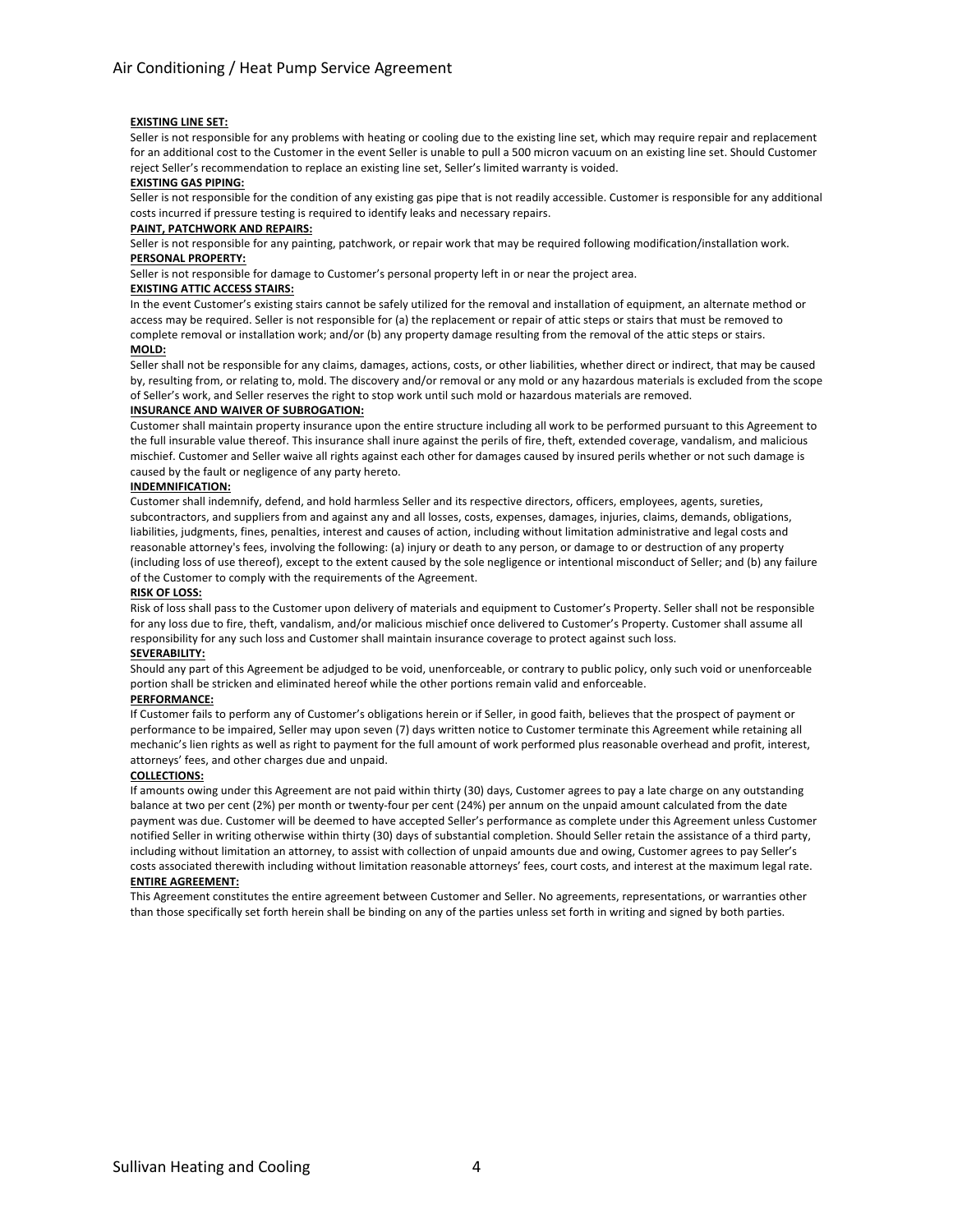**EXISTING LINE SET:**

Seller is not responsible for any problems with heating or cooling due to the existing line set, which may require repair and replacement for an additional cost to the Customer in the event Seller is unable to pull a 500 micron vacuum on an existing line set. Should Customer reject Seller's recommendation to replace an existing line set, Seller's limited warranty is voided.

**EXISTING GAS PIPING:**

Seller is not responsible for the condition of any existing gas pipe that is not readily accessible. Customer is responsible for any additional costs incurred if pressure testing is required to identify leaks and necessary repairs.

**PAINT, PATCHWORK AND REPAIRS:**

Seller is not responsible for any painting, patchwork, or repair work that may be required following modification/installation work.

**PERSONAL PROPERTY:**

Seller is not responsible for damage to Customer's personal property left in or near the project area.

**EXISTING ATTIC ACCESS STAIRS:**

In the event Customer's existing stairs cannot be safely utilized for the removal and installation of equipment, an alternate method or access may be required. Seller is not responsible for (a) the replacement or repair of attic steps or stairs that must be removed to complete removal or installation work; and/or (b) any property damage resulting from the removal of the attic steps or stairs.

**MOLD:**

Seller shall not be responsible for any claims, damages, actions, costs, or other liabilities, whether direct or indirect, that may be caused by, resulting from, or relating to, mold. The discovery and/or removal or any mold or any hazardous materials is excluded from the scope of Seller's work, and Seller reserves the right to stop work until such mold or hazardous materials are removed.

**INSURANCE AND WAIVER OF SUBROGATION:**

Customer shall maintain property insurance upon the entire structure including all work to be performed pursuant to this Agreement to the full insurable value thereof. This insurance shall inure against the perils of fire, theft, extended coverage, vandalism, and malicious mischief. Customer and Seller waive all rights against each other for damages caused by insured perils whether or not such damage is caused by the fault or negligence of any party hereto.

**INDEMNIFICATION:**

Customer shall indemnify, defend, and hold harmless Seller and its respective directors, officers, employees, agents, sureties, subcontractors, and suppliers from and against any and all losses, costs, expenses, damages, injuries, claims, demands, obligations, liabilities, judgments, fines, penalties, interest and causes of action, including without limitation administrative and legal costs and reasonable attorney's fees, involving the following: (a) injury or death to any person, or damage to or destruction of any property (including loss of use thereof), except to the extent caused by the sole negligence or intentional misconduct of Seller; and (b) any failure of the Customer to comply with the requirements of the Agreement.

**RISK OF LOSS:**

Risk of loss shall pass to the Customer upon delivery of materials and equipment to Customer's Property. Seller shall not be responsible for any loss due to fire, theft, vandalism, and/or malicious mischief once delivered to Customer's Property. Customer shall assume all responsibility for any such loss and Customer shall maintain insurance coverage to protect against such loss.

**SEVERABILITY:**

Should any part of this Agreement be adjudged to be void, unenforceable, or contrary to public policy, only such void or unenforceable portion shall be stricken and eliminated hereof while the other portions remain valid and enforceable.

**PERFORMANCE:**

If Customer fails to perform any of Customer's obligations herein or if Seller, in good faith, believes that the prospect of payment or performance to be impaired, Seller may upon seven (7) days written notice to Customer terminate this Agreement while retaining all mechanic's lien rights as well as right to payment for the full amount of work performed plus reasonable overhead and profit, interest, attorneys' fees, and other charges due and unpaid.

**COLLECTIONS:**

If amounts owing under this Agreement are not paid within thirty (30) days, Customer agrees to pay a late charge on any outstanding balance at two per cent (2%) per month or twenty-four per cent (24%) per annum on the unpaid amount calculated from the date payment was due. Customer will be deemed to have accepted Seller's performance as complete under this Agreement unless Customer notified Seller in writing otherwise within thirty (30) days of substantial completion. Should Seller retain the assistance of a third party, including without limitation an attorney, to assist with collection of unpaid amounts due and owing, Customer agrees to pay Seller's costs associated therewith including without limitation reasonable attorneys' fees, court costs, and interest at the maximum legal rate.

**ENTIRE AGREEMENT:**

This Agreement constitutes the entire agreement between Customer and Seller. No agreements, representations, or warranties other than those specifically set forth herein shall be binding on any of the parties unless set forth in writing and signed by both parties.